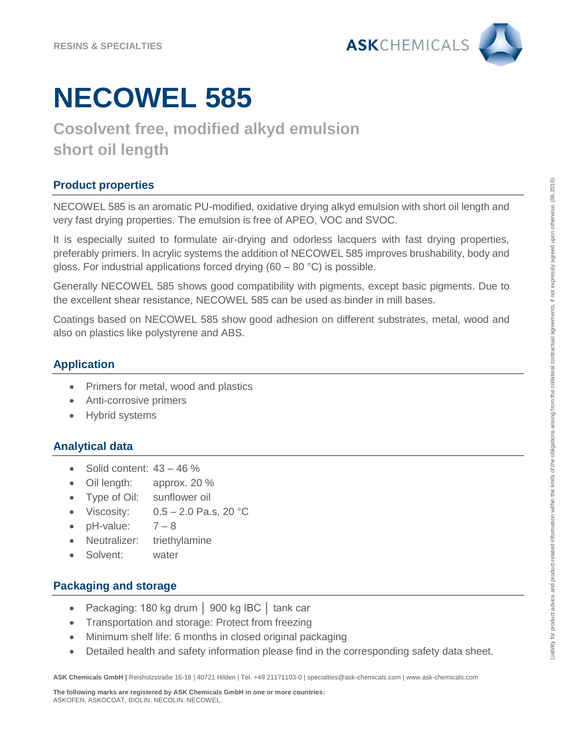RESINS & SPECIALTIES

# NECOWEL 585

## Cosolvent free, modified alkyd emulsion short oil length

### Product properties

NECOWEL 585 is an aromatic PU-modified, oxidative drying alkyd emulsion with short oil length and very fast drying properties. The emulsion is free of APEO, VOC and SVOC.

It is especially suited to formulate air-drying and odorless lacquers with fast drying properties, preferably primers. In acrylic systems the addition of NECOWEL 585 improves brushability, body and gloss. For industrial applications forced drying (60 – 80 °C) is possible.

Generally NECOWEL 585 shows good compatibility with pigments, except basic pigments. Due to the excellent shear resistance, NECOWEL 585 can be used as binder in mill bases.

Coatings based on NECOWEL 585 show good adhesion on different substrates, metal, wood and also on plastics like polystyrene and ABS.

### Application

- Primers for metal, wood and plastics
- Anti-corrosive primers
- Hybrid systems

### Analytical data

- Solid content: 43 – 46 %
- Oil length: approx. 20 %
- Type of Oil: sunflower oil
- Viscosity: 0.5 – 2.0 Pa.s, 20 °C
- pH-value: 7 – 8
- Neutralizer: triethylamine
- Solvent: water

### Packaging and storage

- Packaging: 180 kg drum │ 900 kg IBC │ tank car
- Transportation and storage: Protect from freezing
- Minimum shelf life: 6 months in closed original packaging
- Detailed health and safety information please find in the corresponding safety data sheet.

Liability for product advice and product-related information within the limits of the obligations arising from the collateral contractual agreements, if not expressly agreed upon otherwise. (06.2016)

**ASK Chemicals GmbH |** Reisholzstraße 16-18 | 40721 Hilden | Tel. +49 21171103-0 | specialties@ask-chemicals.com | www.ask-chemicals.com

**The following marks are registered by ASK Chemicals GmbH in one or more countries:**
ASKOFEN, ASKOCOAT, BIOLIN, NECOLIN, NECOWEL.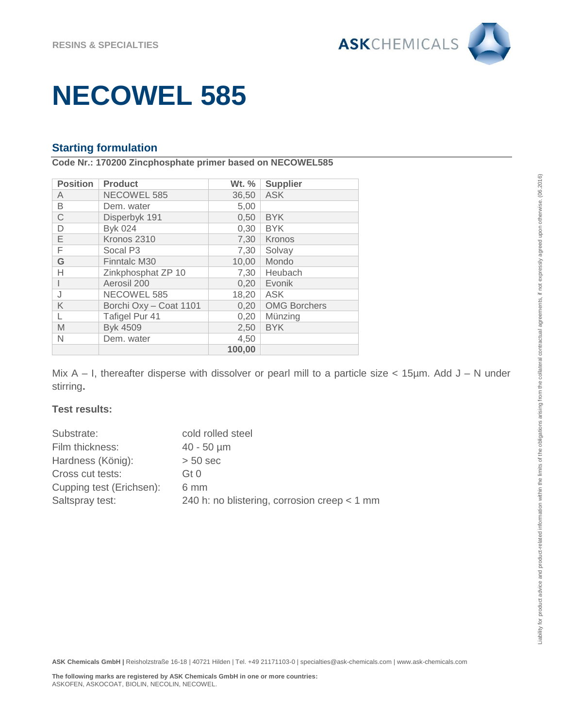RESINS & SPECIALTIES

# NECOWEL 585

## Starting formulation

**Code Nr.: 170200 Zincphosphate primer based on NECOWEL585**

| Position | Product | Wt. % | Supplier |
|---|---|---|---|
| A | NECOWEL 585 | 36,50 | ASK |
| B | Dem. water | 5,00 | |
| C | Disperbyk 191 | 0,50 | BYK |
| D | Byk 024 | 0,30 | BYK |
| E | Kronos 2310 | 7,30 | Kronos |
| F | Socal P3 | 7,30 | Solvay |
| G | Finntalc M30 | 10,00 | Mondo |
| H | Zinkphosphat ZP 10 | 7,30 | Heubach |
| I | Aerosil 200 | 0,20 | Evonik |
| J | NECOWEL 585 | 18,20 | ASK |
| K | Borchi Oxy – Coat 1101 | 0,20 | OMG Borchers |
| L | Tafigel Pur 41 | 0,20 | Münzing |
| M | Byk 4509 | 2,50 | BYK |
| N | Dem. water | 4,50 | |
| | | **100,00** | |

Mix A – I, thereafter disperse with dissolver or pearl mill to a particle size < 15µm. Add J – N under stirring.

**Test results:**

Substrate: cold rolled steel
Film thickness: 40 - 50 µm
Hardness (König): > 50 sec
Cross cut tests: Gt 0
Cupping test (Erichsen): 6 mm
Saltspray test: 240 h: no blistering, corrosion creep < 1 mm

Liability for product advice and product-related information within the limits of the obligations arising from the collateral contractual agreements, if not expressly agreed upon otherwise. (06.2016)

**ASK Chemicals GmbH |** Reisholzstraße 16-18 | 40721 Hilden | Tel. +49 21171103-0 | specialties@ask-chemicals.com | www.ask-chemicals.com

**The following marks are registered by ASK Chemicals GmbH in one or more countries:**
ASKOFEN, ASKOCOAT, BIOLIN, NECOLIN, NECOWEL.